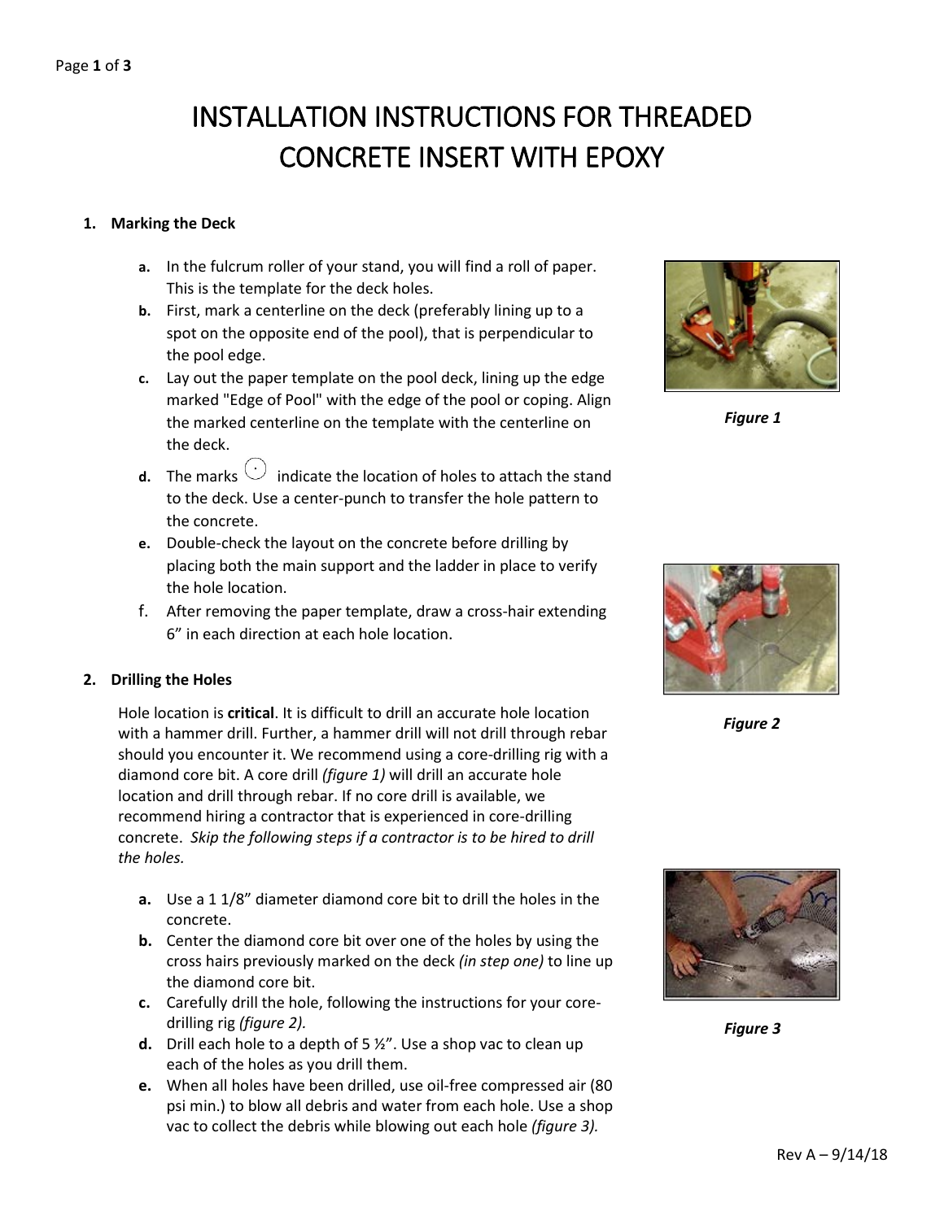# INSTALLATION INSTRUCTIONS FOR THREADED CONCRETE INSERT WITH EPOXY

1. **Marking the Deck**

   a. In the fulcrum roller of your stand, you will find a roll of paper. This is the template for the deck holes.

   b. First, mark a centerline on the deck (preferably lining up to a spot on the opposite end of the pool), that is perpendicular to the pool edge.

   c. Lay out the paper template on the pool deck, lining up the edge marked "Edge of Pool" with the edge of the pool or coping. Align the marked centerline on the template with the centerline on the deck.

   d. The marks ⨀ indicate the location of holes to attach the stand to the deck. Use a center-punch to transfer the hole pattern to the concrete.

   e. Double-check the layout on the concrete before drilling by placing both the main support and the ladder in place to verify the hole location.

   f. After removing the paper template, draw a cross-hair extending 6" in each direction at each hole location.

*Figure 1*

*Figure 2*

*Figure 3*

2. **Drilling the Holes**

   Hole location is **critical**. It is difficult to drill an accurate hole location with a hammer drill. Further, a hammer drill will not drill through rebar should you encounter it. We recommend using a core-drilling rig with a diamond core bit. A core drill *(figure 1)* will drill an accurate hole location and drill through rebar. If no core drill is available, we recommend hiring a contractor that is experienced in core-drilling concrete. *Skip the following steps if a contractor is to be hired to drill the holes.*

   a. Use a 1 1/8" diameter diamond core bit to drill the holes in the concrete.

   b. Center the diamond core bit over one of the holes by using the cross hairs previously marked on the deck *(in step one)* to line up the diamond core bit.

   c. Carefully drill the hole, following the instructions for your core-drilling rig *(figure 2).*

   d. Drill each hole to a depth of 5 ½". Use a shop vac to clean up each of the holes as you drill them.

   e. When all holes have been drilled, use oil-free compressed air (80 psi min.) to blow all debris and water from each hole. Use a shop vac to collect the debris while blowing out each hole *(figure 3).*

Rev A – 9/14/18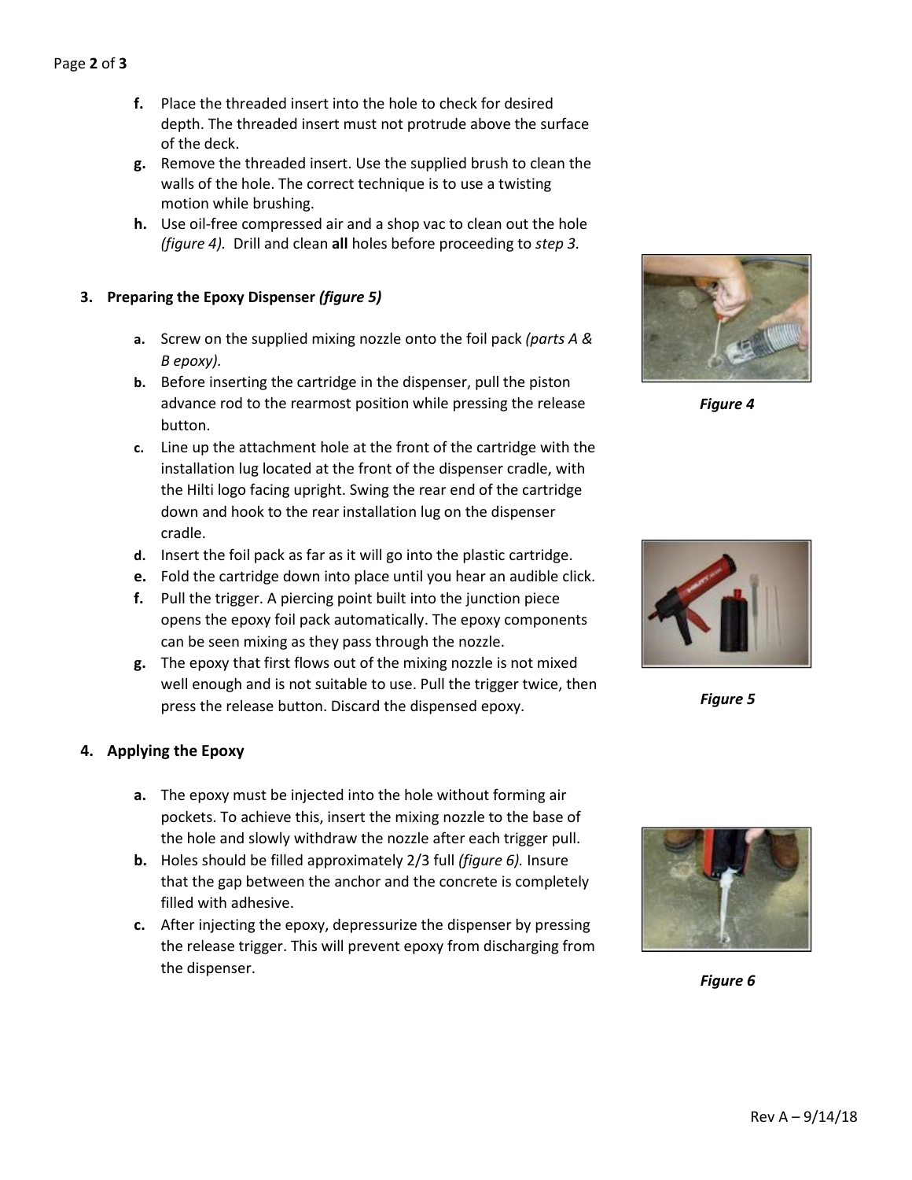f. Place the threaded insert into the hole to check for desired depth. The threaded insert must not protrude above the surface of the deck.

g. Remove the threaded insert. Use the supplied brush to clean the walls of the hole. The correct technique is to use a twisting motion while brushing.

h. Use oil-free compressed air and a shop vac to clean out the hole *(figure 4)*. Drill and clean **all** holes before proceeding to *step 3.*

*Figure 4*

### 3. Preparing the Epoxy Dispenser *(figure 5)*

a. Screw on the supplied mixing nozzle onto the foil pack *(parts A & B epoxy).*

b. Before inserting the cartridge in the dispenser, pull the piston advance rod to the rearmost position while pressing the release button.

c. Line up the attachment hole at the front of the cartridge with the installation lug located at the front of the dispenser cradle, with the Hilti logo facing upright. Swing the rear end of the cartridge down and hook to the rear installation lug on the dispenser cradle.

d. Insert the foil pack as far as it will go into the plastic cartridge.

e. Fold the cartridge down into place until you hear an audible click.

f. Pull the trigger. A piercing point built into the junction piece opens the epoxy foil pack automatically. The epoxy components can be seen mixing as they pass through the nozzle.

g. The epoxy that first flows out of the mixing nozzle is not mixed well enough and is not suitable to use. Pull the trigger twice, then press the release button. Discard the dispensed epoxy.

*Figure 5*

### 4. Applying the Epoxy

a. The epoxy must be injected into the hole without forming air pockets. To achieve this, insert the mixing nozzle to the base of the hole and slowly withdraw the nozzle after each trigger pull.

b. Holes should be filled approximately 2/3 full *(figure 6).* Insure that the gap between the anchor and the concrete is completely filled with adhesive.

c. After injecting the epoxy, depressurize the dispenser by pressing the release trigger. This will prevent epoxy from discharging from the dispenser.

*Figure 6*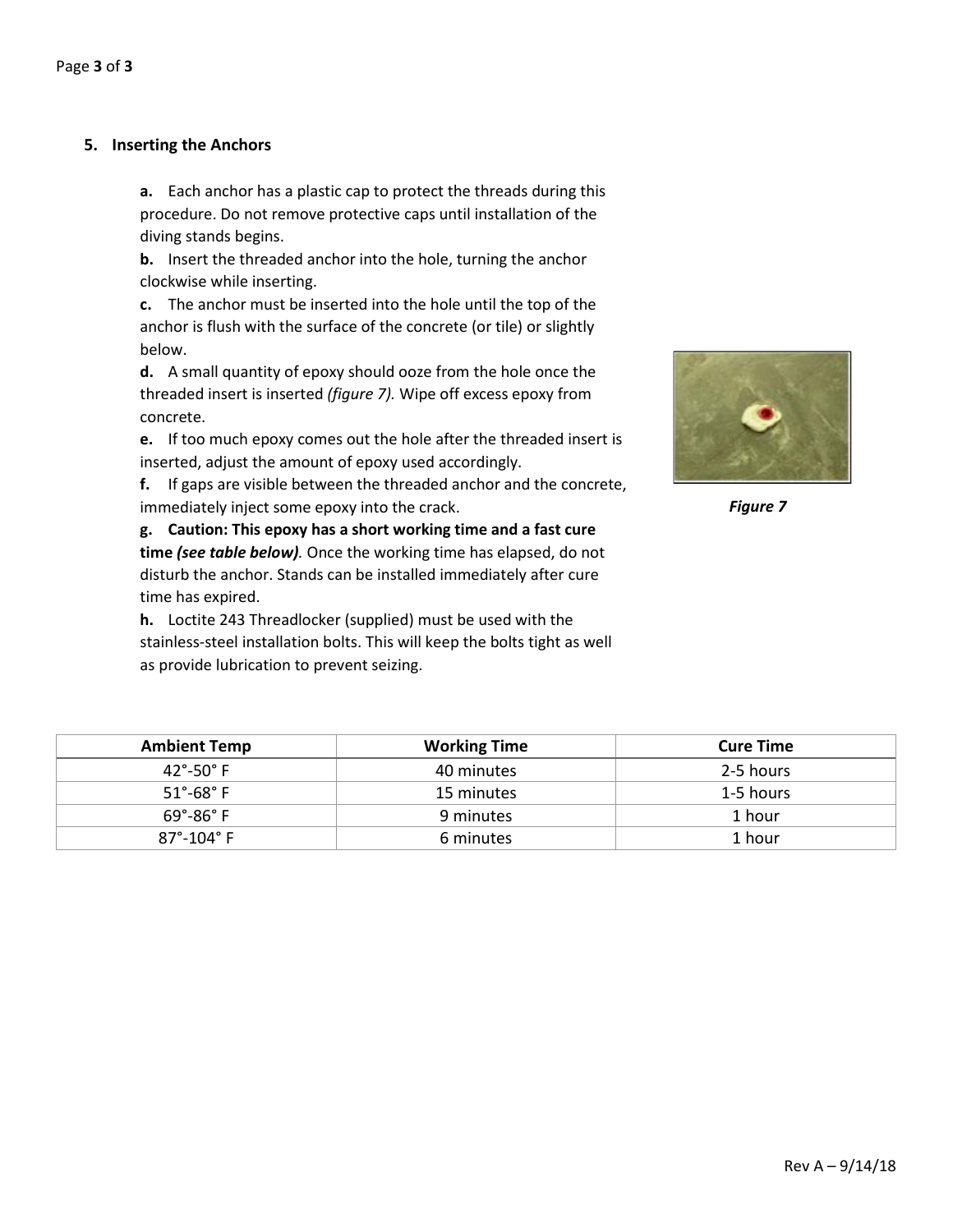## 5. Inserting the Anchors

**a.** Each anchor has a plastic cap to protect the threads during this procedure. Do not remove protective caps until installation of the diving stands begins.

**b.** Insert the threaded anchor into the hole, turning the anchor clockwise while inserting.

**c.** The anchor must be inserted into the hole until the top of the anchor is flush with the surface of the concrete (or tile) or slightly below.

**d.** A small quantity of epoxy should ooze from the hole once the threaded insert is inserted *(figure 7).* Wipe off excess epoxy from concrete.

**e.** If too much epoxy comes out the hole after the threaded insert is inserted, adjust the amount of epoxy used accordingly.

**f.** If gaps are visible between the threaded anchor and the concrete, immediately inject some epoxy into the crack.

**g. Caution: This epoxy has a short working time and a fast cure time *(see table below)*.** Once the working time has elapsed, do not disturb the anchor. Stands can be installed immediately after cure time has expired.

**h.** Loctite 243 Threadlocker (supplied) must be used with the stainless-steel installation bolts. This will keep the bolts tight as well as provide lubrication to prevent seizing.

***Figure 7***

| Ambient Temp | Working Time | Cure Time |
|---|---|---|
| 42°-50° F | 40 minutes | 2-5 hours |
| 51°-68° F | 15 minutes | 1-5 hours |
| 69°-86° F | 9 minutes | 1 hour |
| 87°-104° F | 6 minutes | 1 hour |

Rev A – 9/14/18